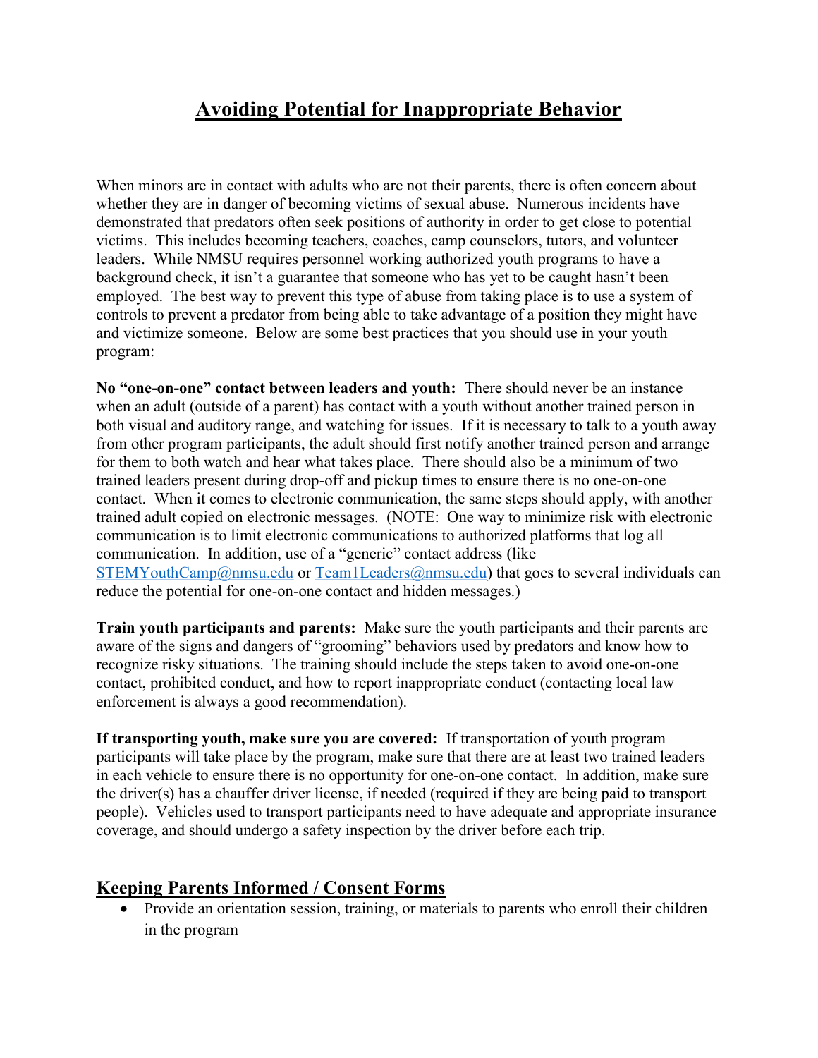# Avoiding Potential for Inappropriate Behavior

When minors are in contact with adults who are not their parents, there is often concern about whether they are in danger of becoming victims of sexual abuse. Numerous incidents have demonstrated that predators often seek positions of authority in order to get close to potential victims. This includes becoming teachers, coaches, camp counselors, tutors, and volunteer leaders. While NMSU requires personnel working authorized youth programs to have a background check, it isn't a guarantee that someone who has yet to be caught hasn't been employed. The best way to prevent this type of abuse from taking place is to use a system of controls to prevent a predator from being able to take advantage of a position they might have and victimize someone. Below are some best practices that you should use in your youth program:

**No "one-on-one" contact between leaders and youth:** There should never be an instance when an adult (outside of a parent) has contact with a youth without another trained person in both visual and auditory range, and watching for issues. If it is necessary to talk to a youth away from other program participants, the adult should first notify another trained person and arrange for them to both watch and hear what takes place. There should also be a minimum of two trained leaders present during drop-off and pickup times to ensure there is no one-on-one contact. When it comes to electronic communication, the same steps should apply, with another trained adult copied on electronic messages. (NOTE: One way to minimize risk with electronic communication is to limit electronic communications to authorized platforms that log all communication. In addition, use of a "generic" contact address (like STEMYouthCamp@nmsu.edu or Team1Leaders@nmsu.edu) that goes to several individuals can reduce the potential for one-on-one contact and hidden messages.)

**Train youth participants and parents:** Make sure the youth participants and their parents are aware of the signs and dangers of "grooming" behaviors used by predators and know how to recognize risky situations. The training should include the steps taken to avoid one-on-one contact, prohibited conduct, and how to report inappropriate conduct (contacting local law enforcement is always a good recommendation).

**If transporting youth, make sure you are covered:** If transportation of youth program participants will take place by the program, make sure that there are at least two trained leaders in each vehicle to ensure there is no opportunity for one-on-one contact. In addition, make sure the driver(s) has a chauffer driver license, if needed (required if they are being paid to transport people). Vehicles used to transport participants need to have adequate and appropriate insurance coverage, and should undergo a safety inspection by the driver before each trip.

## Keeping Parents Informed / Consent Forms

- Provide an orientation session, training, or materials to parents who enroll their children in the program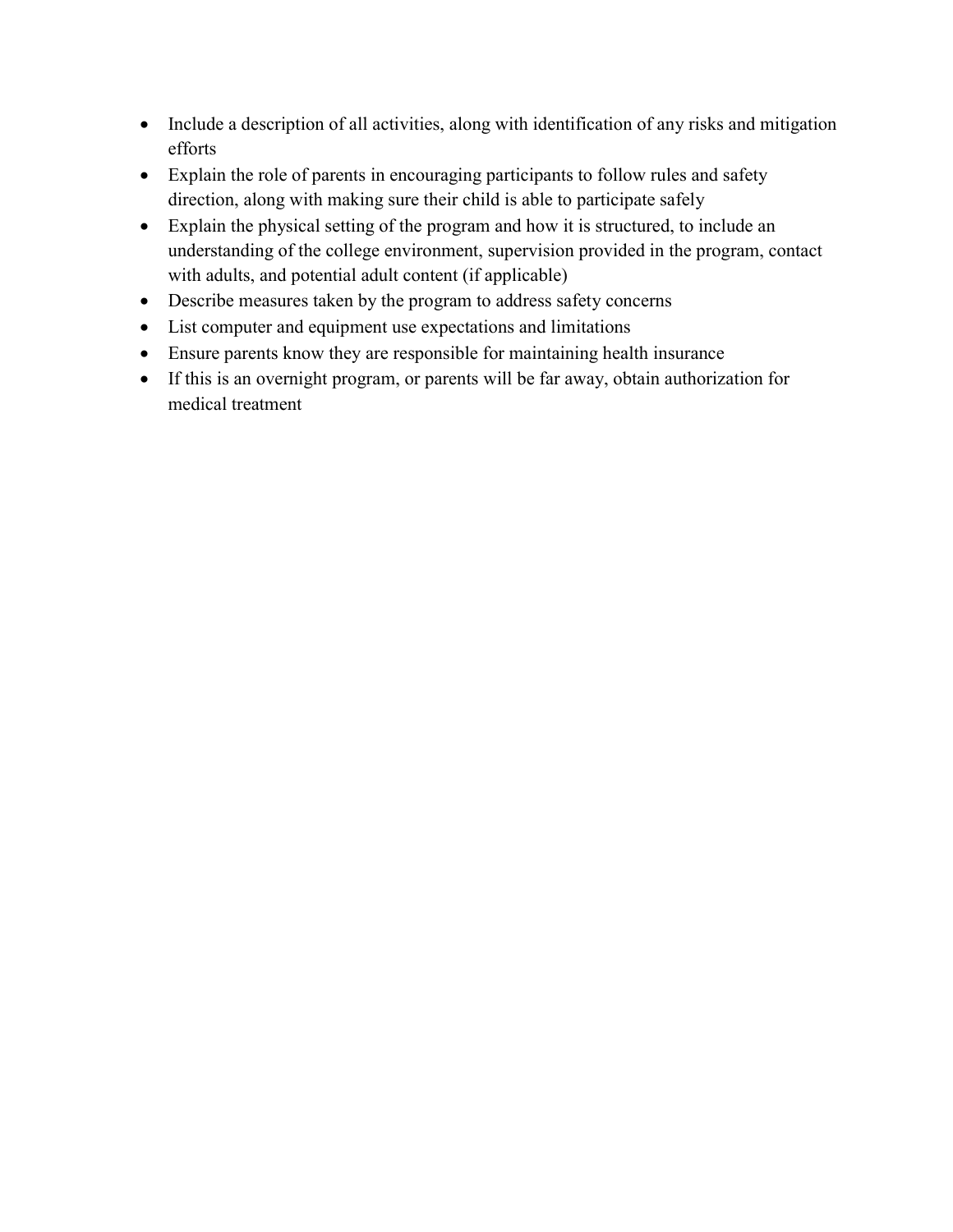- Include a description of all activities, along with identification of any risks and mitigation efforts
- Explain the role of parents in encouraging participants to follow rules and safety direction, along with making sure their child is able to participate safely
- Explain the physical setting of the program and how it is structured, to include an understanding of the college environment, supervision provided in the program, contact with adults, and potential adult content (if applicable)
- Describe measures taken by the program to address safety concerns
- List computer and equipment use expectations and limitations
- Ensure parents know they are responsible for maintaining health insurance
- If this is an overnight program, or parents will be far away, obtain authorization for medical treatment